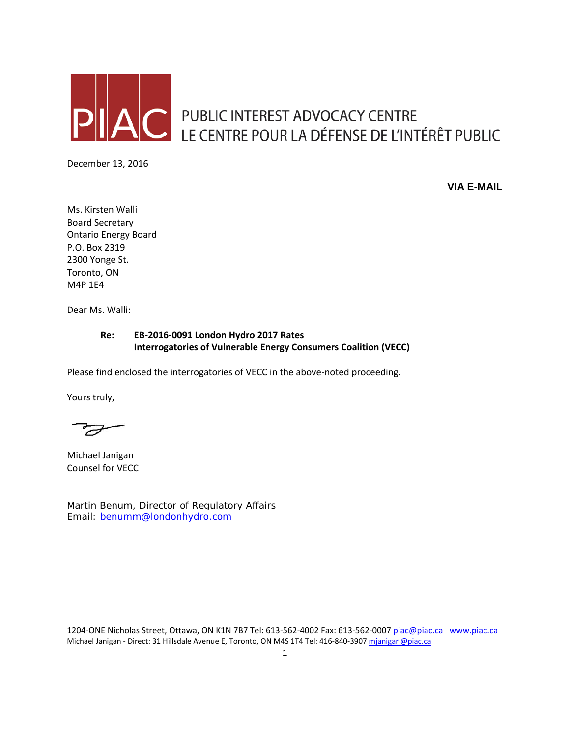PIAC PUBLIC INTEREST ADVOCACY CENTRE
LE CENTRE POUR LA DÉFENSE DE L'INTÉRÊT PUBLIC

December 13, 2016

**VIA E-MAIL**

Ms. Kirsten Walli
Board Secretary
Ontario Energy Board
P.O. Box 2319
2300 Yonge St.
Toronto, ON
M4P 1E4

Dear Ms. Walli:

**Re: EB-2016-0091 London Hydro 2017 Rates**
**Interrogatories of Vulnerable Energy Consumers Coalition (VECC)**

Please find enclosed the interrogatories of VECC in the above-noted proceeding.

Yours truly,

Michael Janigan
Counsel for VECC

Martin Benum, Director of Regulatory Affairs
Email: benumm@londonhydro.com

1204-ONE Nicholas Street, Ottawa, ON K1N 7B7 Tel: 613-562-4002 Fax: 613-562-0007 piac@piac.ca www.piac.ca
Michael Janigan - Direct: 31 Hillsdale Avenue E, Toronto, ON M4S 1T4 Tel: 416-840-3907 mjanigan@piac.ca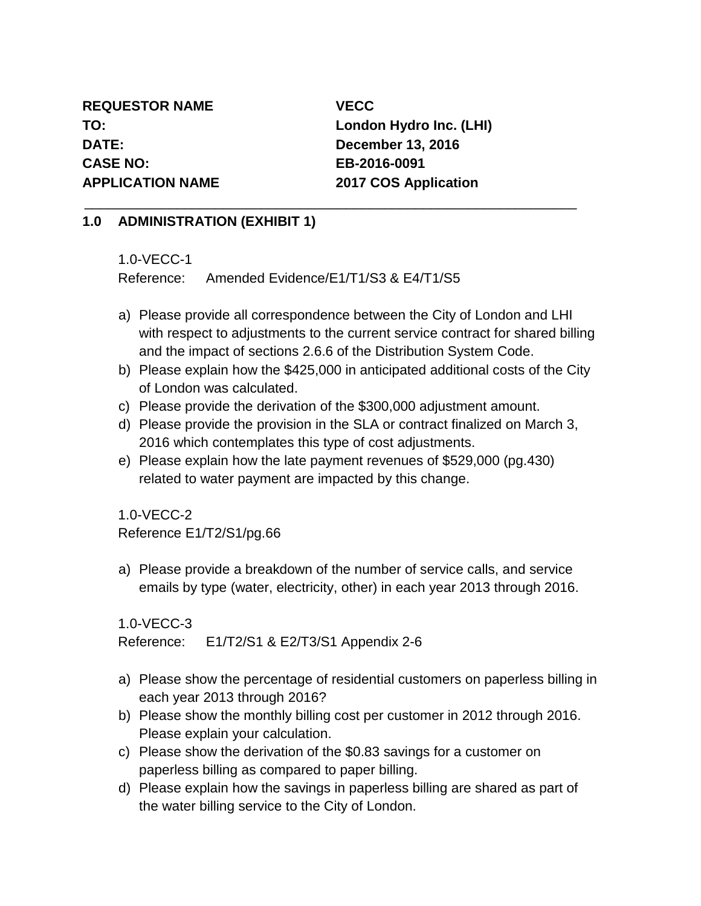**REQUESTOR NAME** **VECC**
**TO:** **London Hydro Inc. (LHI)**
**DATE:** **December 13, 2016**
**CASE NO:** **EB-2016-0091**
**APPLICATION NAME** **2017 COS Application**

---

## 1.0 ADMINISTRATION (EXHIBIT 1)

1.0-VECC-1
Reference: Amended Evidence/E1/T1/S3 & E4/T1/S5

a) Please provide all correspondence between the City of London and LHI with respect to adjustments to the current service contract for shared billing and the impact of sections 2.6.6 of the Distribution System Code.
b) Please explain how the $425,000 in anticipated additional costs of the City of London was calculated.
c) Please provide the derivation of the $300,000 adjustment amount.
d) Please provide the provision in the SLA or contract finalized on March 3, 2016 which contemplates this type of cost adjustments.
e) Please explain how the late payment revenues of $529,000 (pg.430) related to water payment are impacted by this change.

1.0-VECC-2
Reference E1/T2/S1/pg.66

a) Please provide a breakdown of the number of service calls, and service emails by type (water, electricity, other) in each year 2013 through 2016.

1.0-VECC-3
Reference: E1/T2/S1 & E2/T3/S1 Appendix 2-6

a) Please show the percentage of residential customers on paperless billing in each year 2013 through 2016?
b) Please show the monthly billing cost per customer in 2012 through 2016. Please explain your calculation.
c) Please show the derivation of the $0.83 savings for a customer on paperless billing as compared to paper billing.
d) Please explain how the savings in paperless billing are shared as part of the water billing service to the City of London.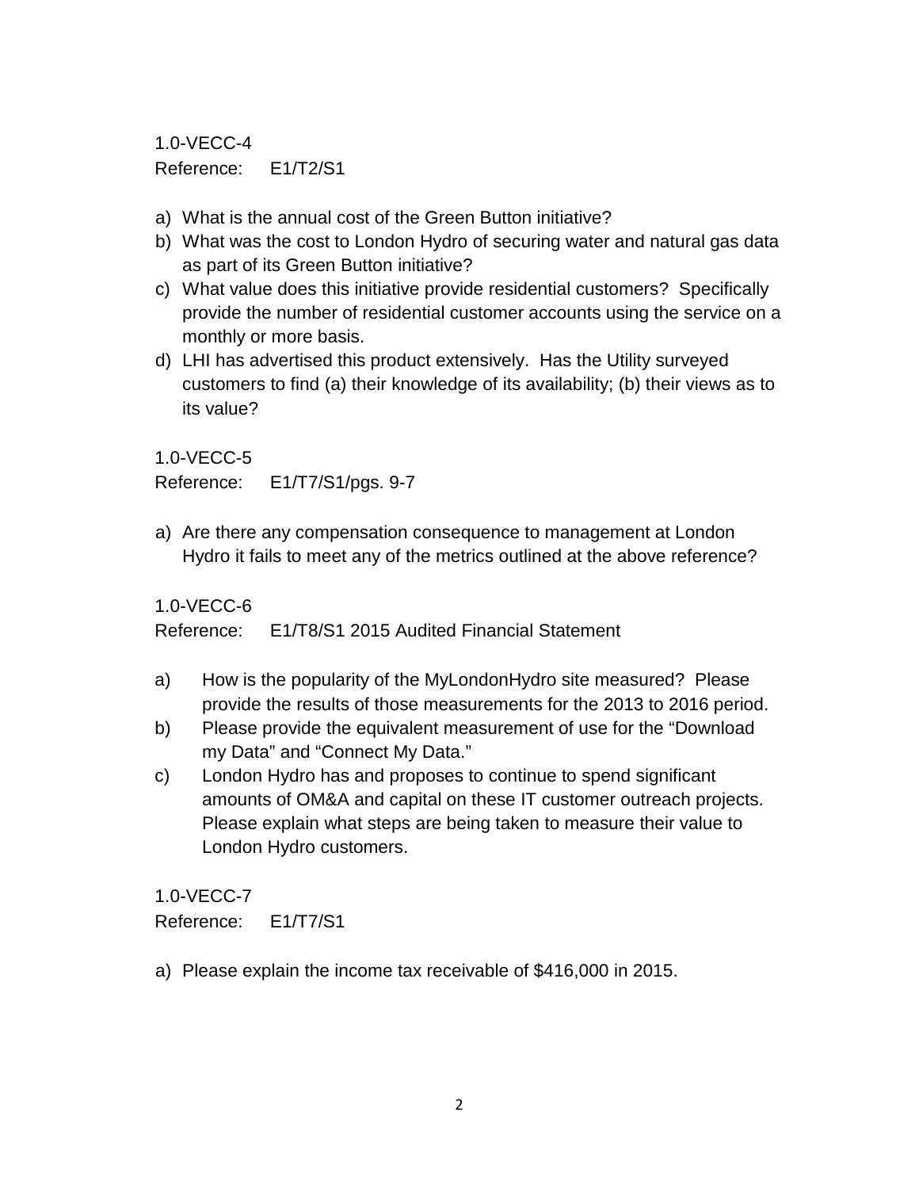1.0-VECC-4

Reference: E1/T2/S1

a) What is the annual cost of the Green Button initiative?
b) What was the cost to London Hydro of securing water and natural gas data as part of its Green Button initiative?
c) What value does this initiative provide residential customers? Specifically provide the number of residential customer accounts using the service on a monthly or more basis.
d) LHI has advertised this product extensively. Has the Utility surveyed customers to find (a) their knowledge of its availability; (b) their views as to its value?

1.0-VECC-5

Reference: E1/T7/S1/pgs. 9-7

a) Are there any compensation consequence to management at London Hydro it fails to meet any of the metrics outlined at the above reference?

1.0-VECC-6

Reference: E1/T8/S1 2015 Audited Financial Statement

a) How is the popularity of the MyLondonHydro site measured? Please provide the results of those measurements for the 2013 to 2016 period.
b) Please provide the equivalent measurement of use for the "Download my Data" and "Connect My Data."
c) London Hydro has and proposes to continue to spend significant amounts of OM&A and capital on these IT customer outreach projects. Please explain what steps are being taken to measure their value to London Hydro customers.

1.0-VECC-7

Reference: E1/T7/S1

a) Please explain the income tax receivable of $416,000 in 2015.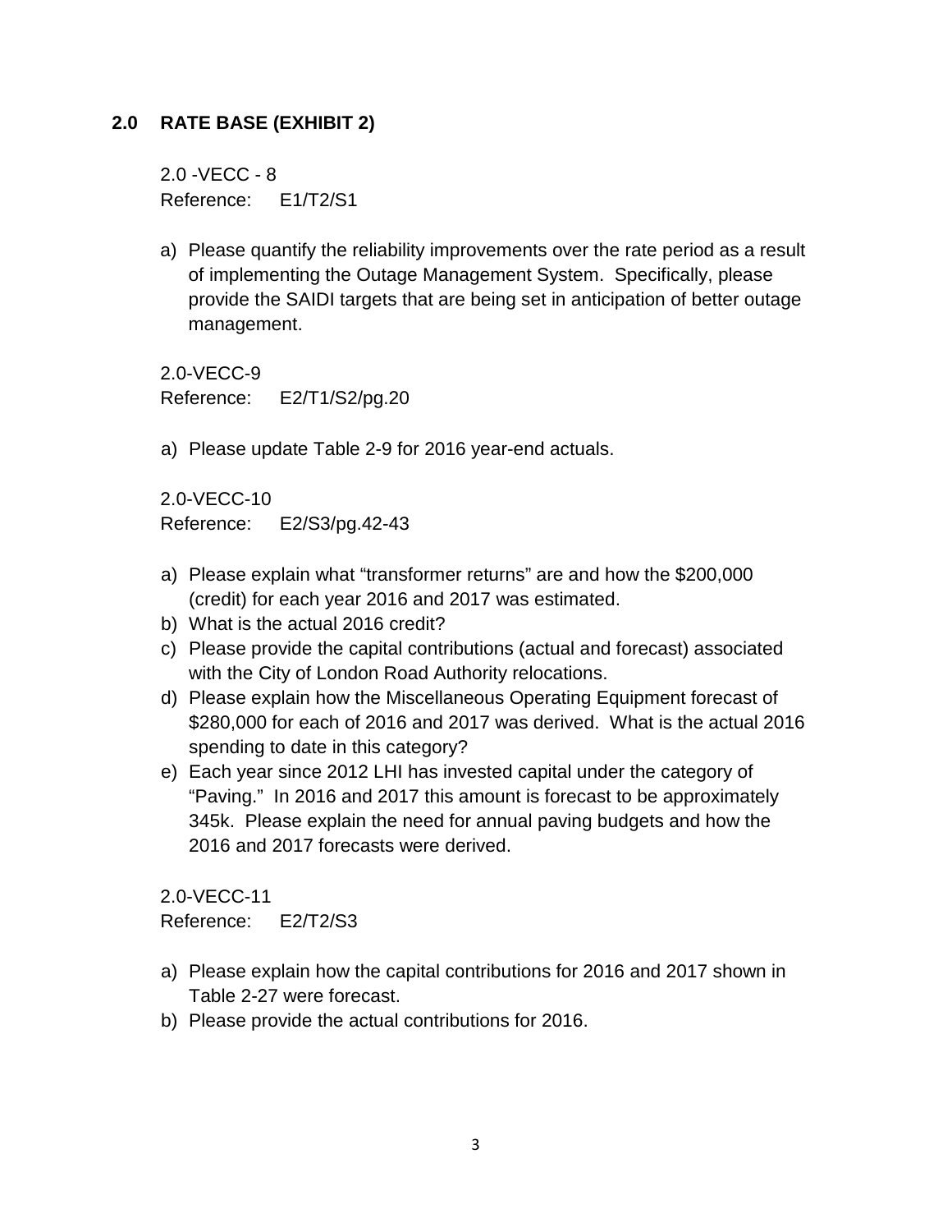## 2.0 RATE BASE (EXHIBIT 2)

2.0 -VECC - 8
Reference: E1/T2/S1

a) Please quantify the reliability improvements over the rate period as a result of implementing the Outage Management System. Specifically, please provide the SAIDI targets that are being set in anticipation of better outage management.

2.0-VECC-9
Reference: E2/T1/S2/pg.20

a) Please update Table 2-9 for 2016 year-end actuals.

2.0-VECC-10
Reference: E2/S3/pg.42-43

a) Please explain what “transformer returns” are and how the $200,000 (credit) for each year 2016 and 2017 was estimated.
b) What is the actual 2016 credit?
c) Please provide the capital contributions (actual and forecast) associated with the City of London Road Authority relocations.
d) Please explain how the Miscellaneous Operating Equipment forecast of $280,000 for each of 2016 and 2017 was derived. What is the actual 2016 spending to date in this category?
e) Each year since 2012 LHI has invested capital under the category of “Paving.” In 2016 and 2017 this amount is forecast to be approximately 345k. Please explain the need for annual paving budgets and how the 2016 and 2017 forecasts were derived.

2.0-VECC-11
Reference: E2/T2/S3

a) Please explain how the capital contributions for 2016 and 2017 shown in Table 2-27 were forecast.
b) Please provide the actual contributions for 2016.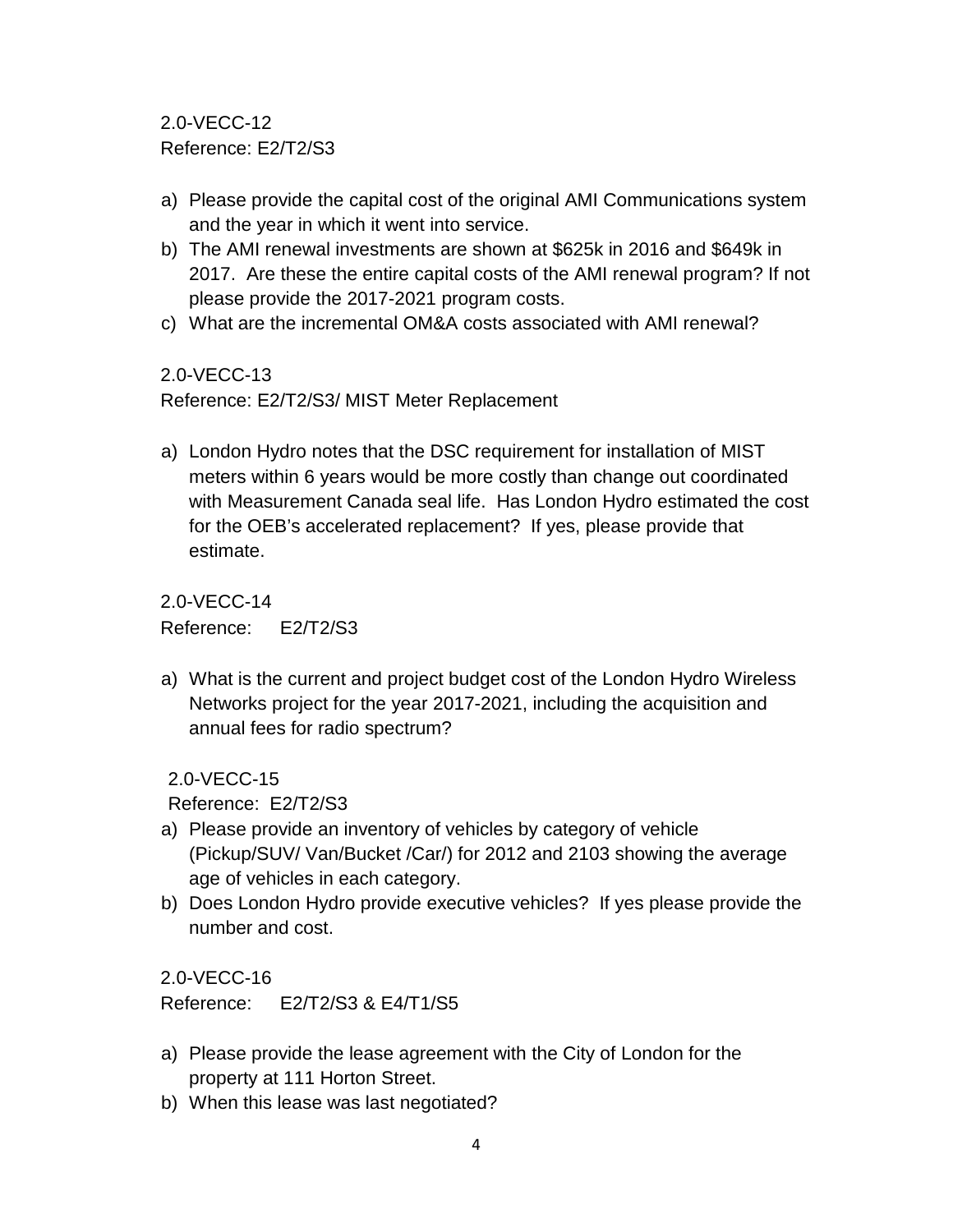2.0-VECC-12
Reference: E2/T2/S3

a) Please provide the capital cost of the original AMI Communications system and the year in which it went into service.
b) The AMI renewal investments are shown at $625k in 2016 and $649k in 2017. Are these the entire capital costs of the AMI renewal program? If not please provide the 2017-2021 program costs.
c) What are the incremental OM&A costs associated with AMI renewal?

2.0-VECC-13
Reference: E2/T2/S3/ MIST Meter Replacement

a) London Hydro notes that the DSC requirement for installation of MIST meters within 6 years would be more costly than change out coordinated with Measurement Canada seal life. Has London Hydro estimated the cost for the OEB's accelerated replacement? If yes, please provide that estimate.

2.0-VECC-14
Reference: E2/T2/S3

a) What is the current and project budget cost of the London Hydro Wireless Networks project for the year 2017-2021, including the acquisition and annual fees for radio spectrum?

2.0-VECC-15
Reference: E2/T2/S3

a) Please provide an inventory of vehicles by category of vehicle (Pickup/SUV/ Van/Bucket /Car/) for 2012 and 2103 showing the average age of vehicles in each category.
b) Does London Hydro provide executive vehicles? If yes please provide the number and cost.

2.0-VECC-16
Reference: E2/T2/S3 & E4/T1/S5

a) Please provide the lease agreement with the City of London for the property at 111 Horton Street.
b) When this lease was last negotiated?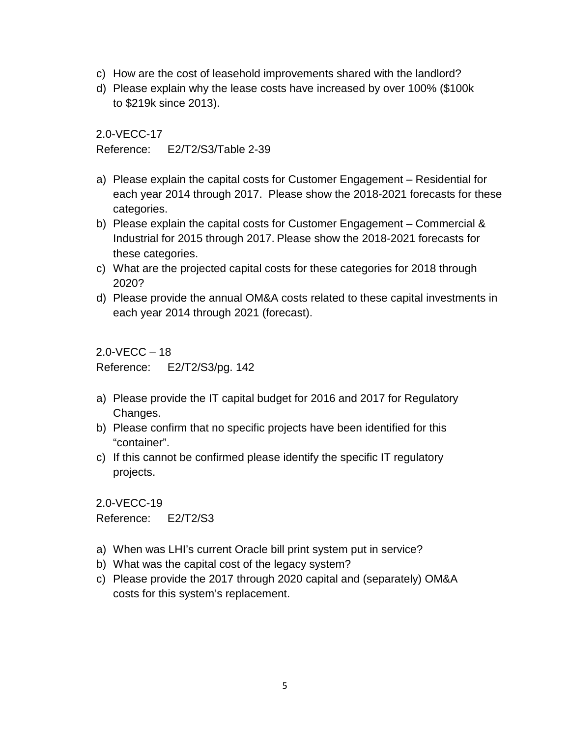c) How are the cost of leasehold improvements shared with the landlord?
d) Please explain why the lease costs have increased by over 100% ($100k to $219k since 2013).

2.0-VECC-17

Reference: E2/T2/S3/Table 2-39

a) Please explain the capital costs for Customer Engagement – Residential for each year 2014 through 2017. Please show the 2018-2021 forecasts for these categories.
b) Please explain the capital costs for Customer Engagement – Commercial & Industrial for 2015 through 2017. Please show the 2018-2021 forecasts for these categories.
c) What are the projected capital costs for these categories for 2018 through 2020?
d) Please provide the annual OM&A costs related to these capital investments in each year 2014 through 2021 (forecast).

2.0-VECC – 18

Reference: E2/T2/S3/pg. 142

a) Please provide the IT capital budget for 2016 and 2017 for Regulatory Changes.
b) Please confirm that no specific projects have been identified for this “container”.
c) If this cannot be confirmed please identify the specific IT regulatory projects.

2.0-VECC-19

Reference: E2/T2/S3

a) When was LHI’s current Oracle bill print system put in service?
b) What was the capital cost of the legacy system?
c) Please provide the 2017 through 2020 capital and (separately) OM&A costs for this system’s replacement.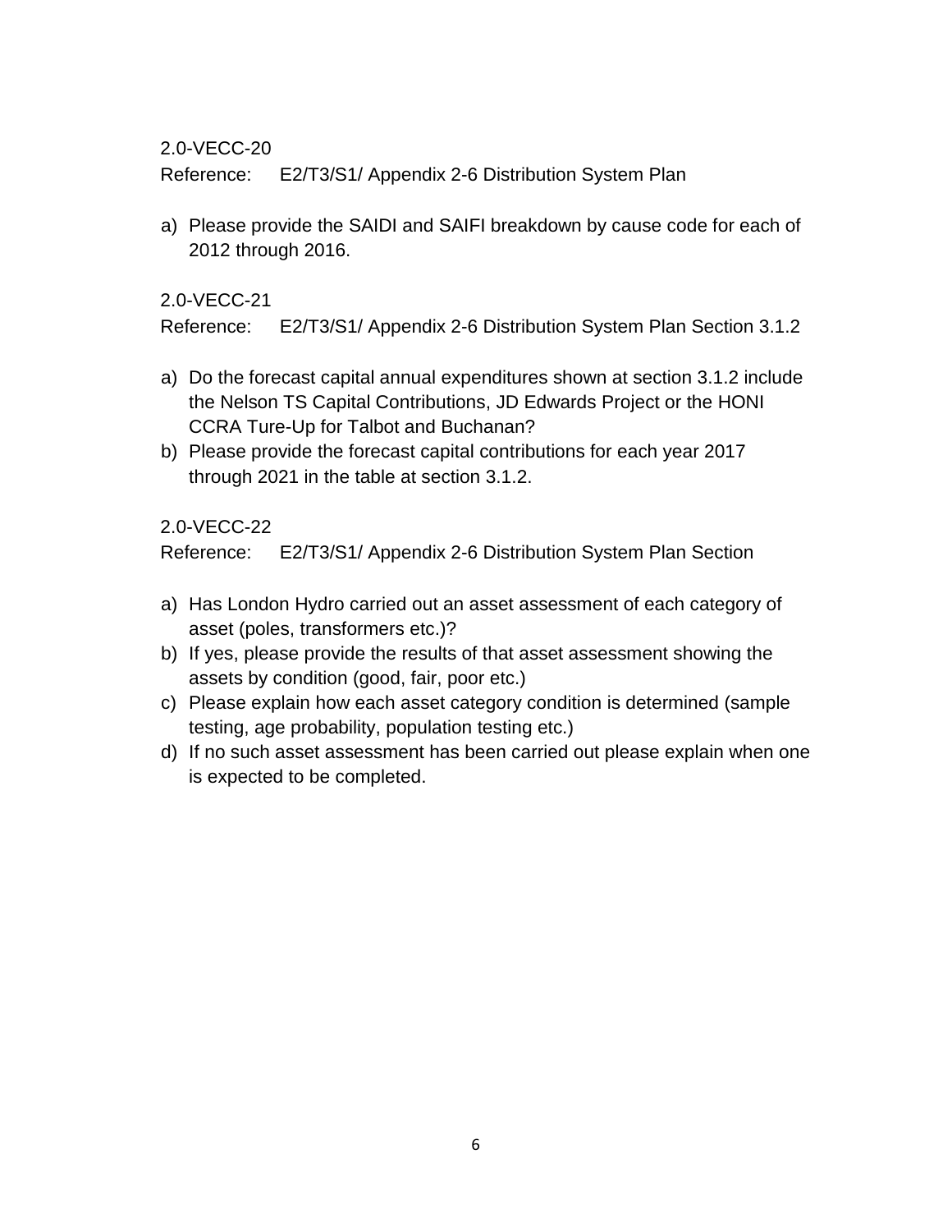2.0-VECC-20

Reference: E2/T3/S1/ Appendix 2-6 Distribution System Plan

a) Please provide the SAIDI and SAIFI breakdown by cause code for each of 2012 through 2016.

2.0-VECC-21

Reference: E2/T3/S1/ Appendix 2-6 Distribution System Plan Section 3.1.2

a) Do the forecast capital annual expenditures shown at section 3.1.2 include the Nelson TS Capital Contributions, JD Edwards Project or the HONI CCRA Ture-Up for Talbot and Buchanan?
b) Please provide the forecast capital contributions for each year 2017 through 2021 in the table at section 3.1.2.

2.0-VECC-22

Reference: E2/T3/S1/ Appendix 2-6 Distribution System Plan Section

a) Has London Hydro carried out an asset assessment of each category of asset (poles, transformers etc.)?
b) If yes, please provide the results of that asset assessment showing the assets by condition (good, fair, poor etc.)
c) Please explain how each asset category condition is determined (sample testing, age probability, population testing etc.)
d) If no such asset assessment has been carried out please explain when one is expected to be completed.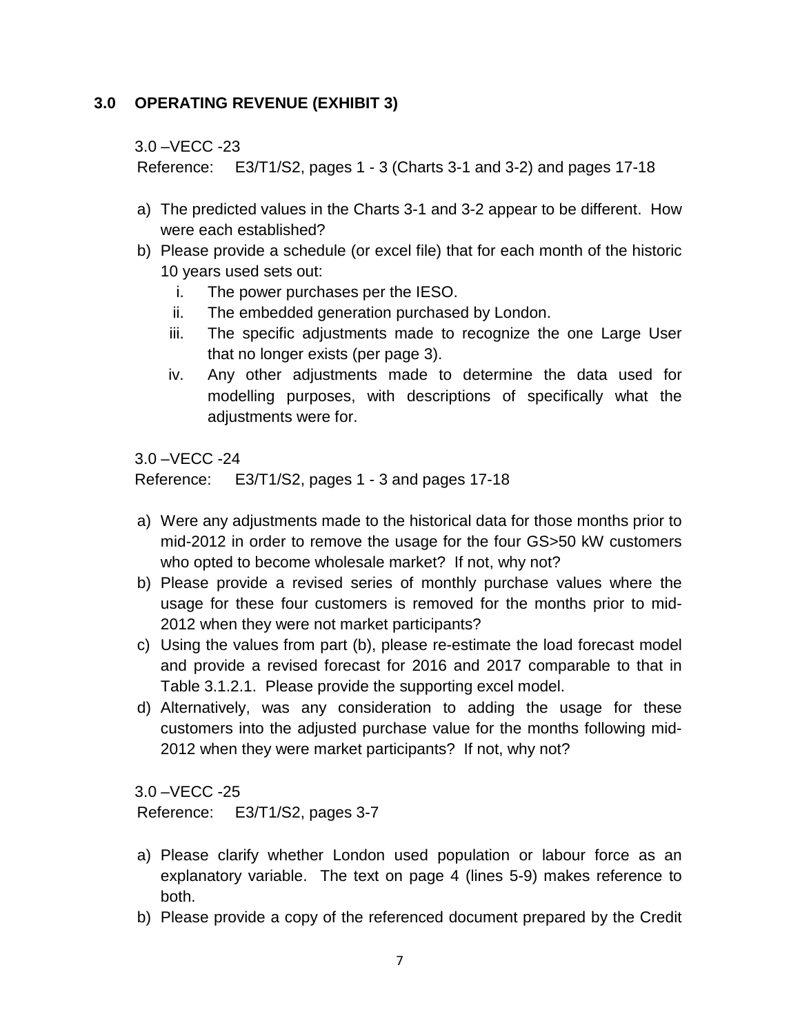## 3.0 OPERATING REVENUE (EXHIBIT 3)

3.0 –VECC -23

Reference: E3/T1/S2, pages 1 - 3 (Charts 3-1 and 3-2) and pages 17-18

a) The predicted values in the Charts 3-1 and 3-2 appear to be different. How were each established?
b) Please provide a schedule (or excel file) that for each month of the historic 10 years used sets out:
   i. The power purchases per the IESO.
   ii. The embedded generation purchased by London.
   iii. The specific adjustments made to recognize the one Large User that no longer exists (per page 3).
   iv. Any other adjustments made to determine the data used for modelling purposes, with descriptions of specifically what the adjustments were for.

3.0 –VECC -24

Reference: E3/T1/S2, pages 1 - 3 and pages 17-18

a) Were any adjustments made to the historical data for those months prior to mid-2012 in order to remove the usage for the four GS>50 kW customers who opted to become wholesale market? If not, why not?
b) Please provide a revised series of monthly purchase values where the usage for these four customers is removed for the months prior to mid-2012 when they were not market participants?
c) Using the values from part (b), please re-estimate the load forecast model and provide a revised forecast for 2016 and 2017 comparable to that in Table 3.1.2.1. Please provide the supporting excel model.
d) Alternatively, was any consideration to adding the usage for these customers into the adjusted purchase value for the months following mid-2012 when they were market participants? If not, why not?

3.0 –VECC -25

Reference: E3/T1/S2, pages 3-7

a) Please clarify whether London used population or labour force as an explanatory variable. The text on page 4 (lines 5-9) makes reference to both.
b) Please provide a copy of the referenced document prepared by the Credit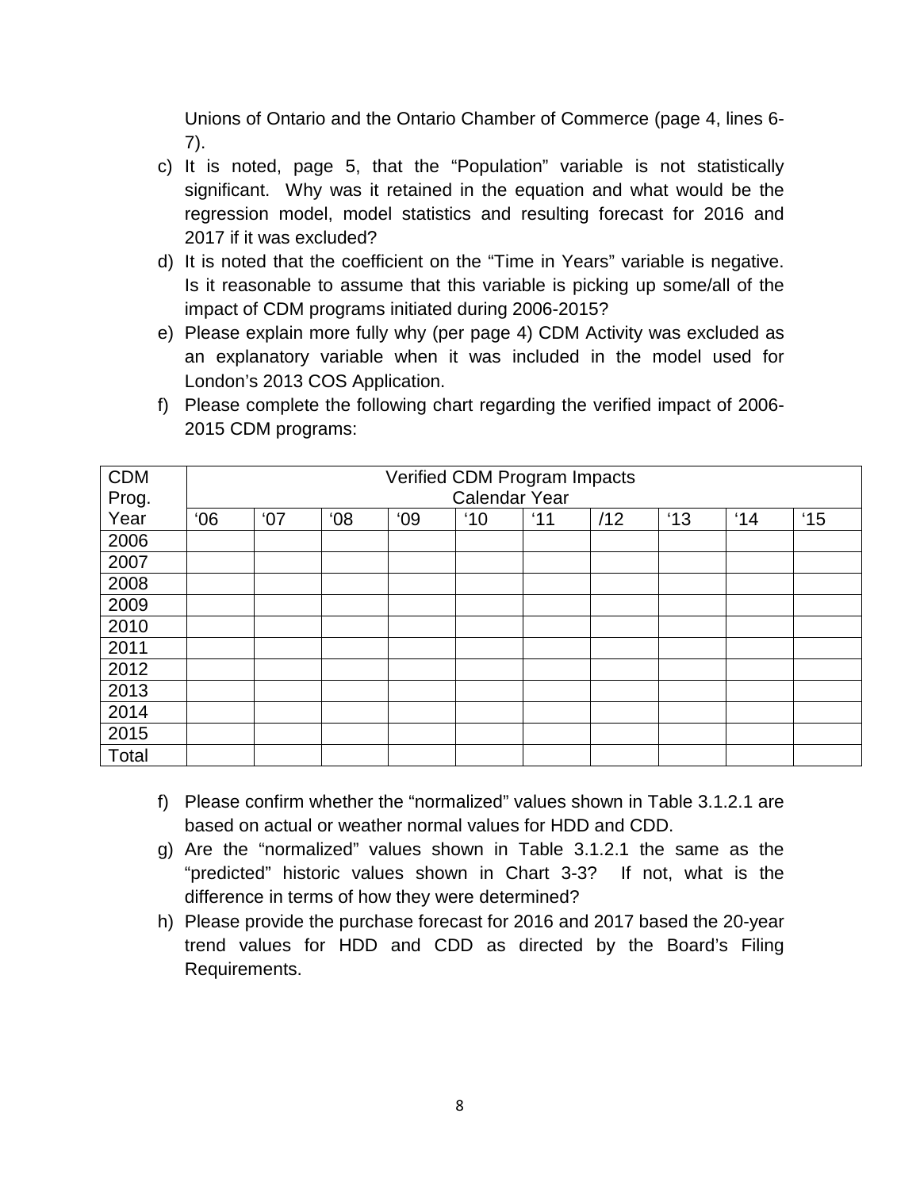Unions of Ontario and the Ontario Chamber of Commerce (page 4, lines 6-7).

c) It is noted, page 5, that the "Population" variable is not statistically significant. Why was it retained in the equation and what would be the regression model, model statistics and resulting forecast for 2016 and 2017 if it was excluded?

d) It is noted that the coefficient on the "Time in Years" variable is negative. Is it reasonable to assume that this variable is picking up some/all of the impact of CDM programs initiated during 2006-2015?

e) Please explain more fully why (per page 4) CDM Activity was excluded as an explanatory variable when it was included in the model used for London's 2013 COS Application.

f) Please complete the following chart regarding the verified impact of 2006-2015 CDM programs:

| CDM Prog. Year | Verified CDM Program Impacts Calendar Year | | | | | | | | | |
|---|---|---|---|---|---|---|---|---|---|---|
| | '06 | '07 | '08 | '09 | '10 | '11 | /12 | '13 | '14 | '15 |
| 2006 | | | | | | | | | | |
| 2007 | | | | | | | | | | |
| 2008 | | | | | | | | | | |
| 2009 | | | | | | | | | | |
| 2010 | | | | | | | | | | |
| 2011 | | | | | | | | | | |
| 2012 | | | | | | | | | | |
| 2013 | | | | | | | | | | |
| 2014 | | | | | | | | | | |
| 2015 | | | | | | | | | | |
| Total | | | | | | | | | | |

f) Please confirm whether the "normalized" values shown in Table 3.1.2.1 are based on actual or weather normal values for HDD and CDD.

g) Are the "normalized" values shown in Table 3.1.2.1 the same as the "predicted" historic values shown in Chart 3-3? If not, what is the difference in terms of how they were determined?

h) Please provide the purchase forecast for 2016 and 2017 based the 20-year trend values for HDD and CDD as directed by the Board's Filing Requirements.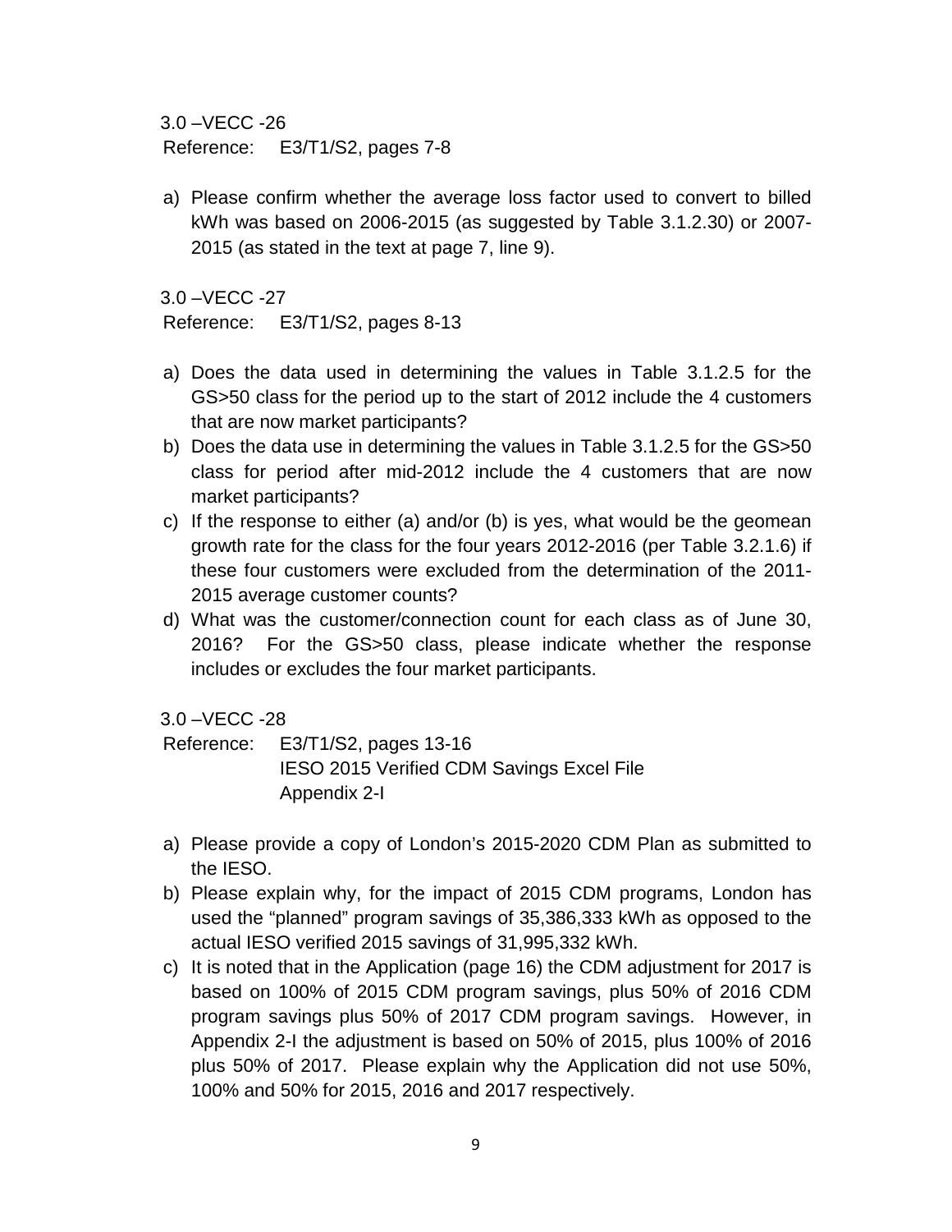3.0 –VECC -26

Reference: E3/T1/S2, pages 7-8

a) Please confirm whether the average loss factor used to convert to billed kWh was based on 2006-2015 (as suggested by Table 3.1.2.30) or 2007-2015 (as stated in the text at page 7, line 9).

3.0 –VECC -27

Reference: E3/T1/S2, pages 8-13

a) Does the data used in determining the values in Table 3.1.2.5 for the GS>50 class for the period up to the start of 2012 include the 4 customers that are now market participants?
b) Does the data use in determining the values in Table 3.1.2.5 for the GS>50 class for period after mid-2012 include the 4 customers that are now market participants?
c) If the response to either (a) and/or (b) is yes, what would be the geomean growth rate for the class for the four years 2012-2016 (per Table 3.2.1.6) if these four customers were excluded from the determination of the 2011-2015 average customer counts?
d) What was the customer/connection count for each class as of June 30, 2016? For the GS>50 class, please indicate whether the response includes or excludes the four market participants.

3.0 –VECC -28

Reference: E3/T1/S2, pages 13-16
IESO 2015 Verified CDM Savings Excel File
Appendix 2-I

a) Please provide a copy of London's 2015-2020 CDM Plan as submitted to the IESO.
b) Please explain why, for the impact of 2015 CDM programs, London has used the "planned" program savings of 35,386,333 kWh as opposed to the actual IESO verified 2015 savings of 31,995,332 kWh.
c) It is noted that in the Application (page 16) the CDM adjustment for 2017 is based on 100% of 2015 CDM program savings, plus 50% of 2016 CDM program savings plus 50% of 2017 CDM program savings. However, in Appendix 2-I the adjustment is based on 50% of 2015, plus 100% of 2016 plus 50% of 2017. Please explain why the Application did not use 50%, 100% and 50% for 2015, 2016 and 2017 respectively.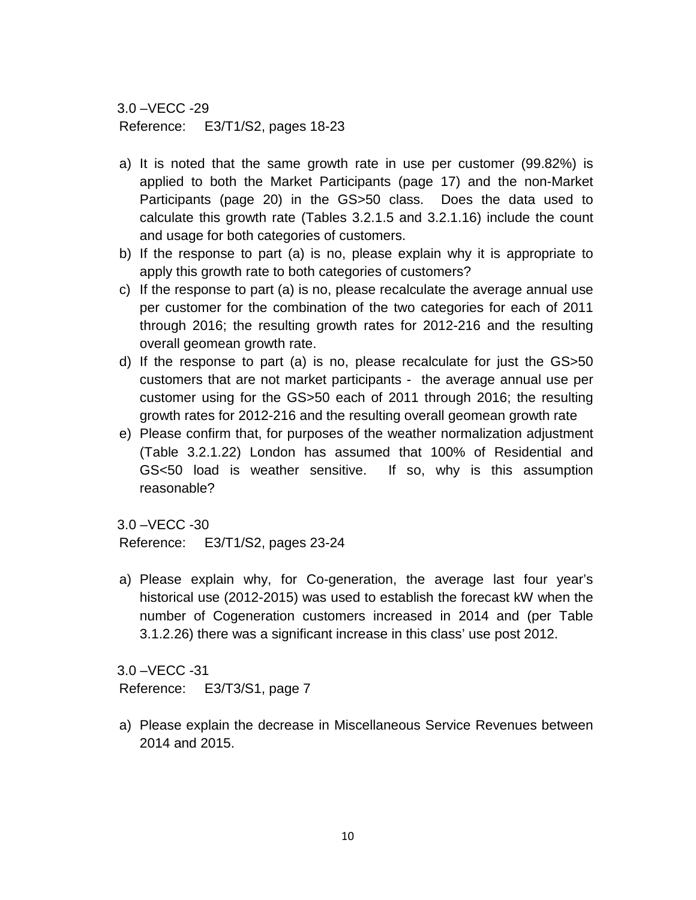3.0 –VECC -29
Reference: E3/T1/S2, pages 18-23

a) It is noted that the same growth rate in use per customer (99.82%) is applied to both the Market Participants (page 17) and the non-Market Participants (page 20) in the GS>50 class. Does the data used to calculate this growth rate (Tables 3.2.1.5 and 3.2.1.16) include the count and usage for both categories of customers.
b) If the response to part (a) is no, please explain why it is appropriate to apply this growth rate to both categories of customers?
c) If the response to part (a) is no, please recalculate the average annual use per customer for the combination of the two categories for each of 2011 through 2016; the resulting growth rates for 2012-216 and the resulting overall geomean growth rate.
d) If the response to part (a) is no, please recalculate for just the GS>50 customers that are not market participants - the average annual use per customer using for the GS>50 each of 2011 through 2016; the resulting growth rates for 2012-216 and the resulting overall geomean growth rate
e) Please confirm that, for purposes of the weather normalization adjustment (Table 3.2.1.22) London has assumed that 100% of Residential and GS<50 load is weather sensitive. If so, why is this assumption reasonable?

3.0 –VECC -30
Reference: E3/T1/S2, pages 23-24

a) Please explain why, for Co-generation, the average last four year's historical use (2012-2015) was used to establish the forecast kW when the number of Cogeneration customers increased in 2014 and (per Table 3.1.2.26) there was a significant increase in this class' use post 2012.

3.0 –VECC -31
Reference: E3/T3/S1, page 7

a) Please explain the decrease in Miscellaneous Service Revenues between 2014 and 2015.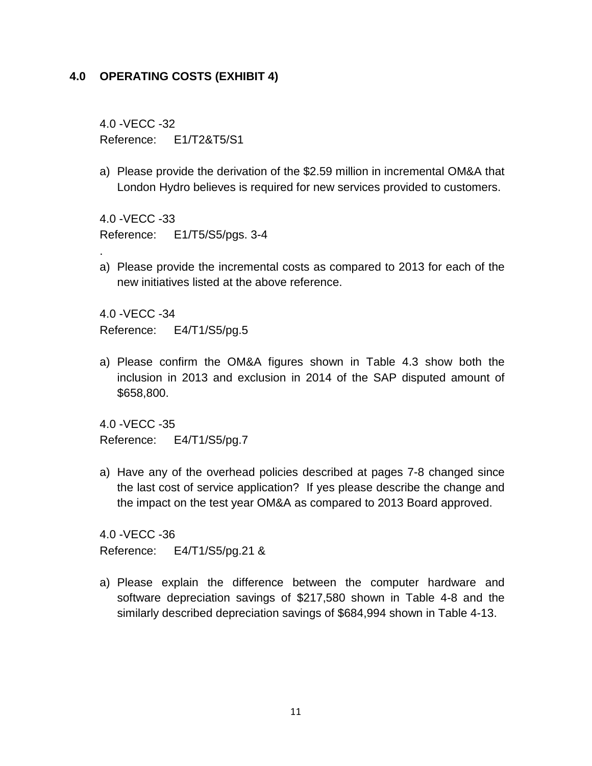## 4.0 OPERATING COSTS (EXHIBIT 4)

4.0 -VECC -32
Reference: E1/T2&T5/S1

a) Please provide the derivation of the $2.59 million in incremental OM&A that London Hydro believes is required for new services provided to customers.

4.0 -VECC -33
Reference: E1/T5/S5/pgs. 3-4

.

a) Please provide the incremental costs as compared to 2013 for each of the new initiatives listed at the above reference.

4.0 -VECC -34
Reference: E4/T1/S5/pg.5

a) Please confirm the OM&A figures shown in Table 4.3 show both the inclusion in 2013 and exclusion in 2014 of the SAP disputed amount of $658,800.

4.0 -VECC -35
Reference: E4/T1/S5/pg.7

a) Have any of the overhead policies described at pages 7-8 changed since the last cost of service application? If yes please describe the change and the impact on the test year OM&A as compared to 2013 Board approved.

4.0 -VECC -36
Reference: E4/T1/S5/pg.21 &

a) Please explain the difference between the computer hardware and software depreciation savings of $217,580 shown in Table 4-8 and the similarly described depreciation savings of $684,994 shown in Table 4-13.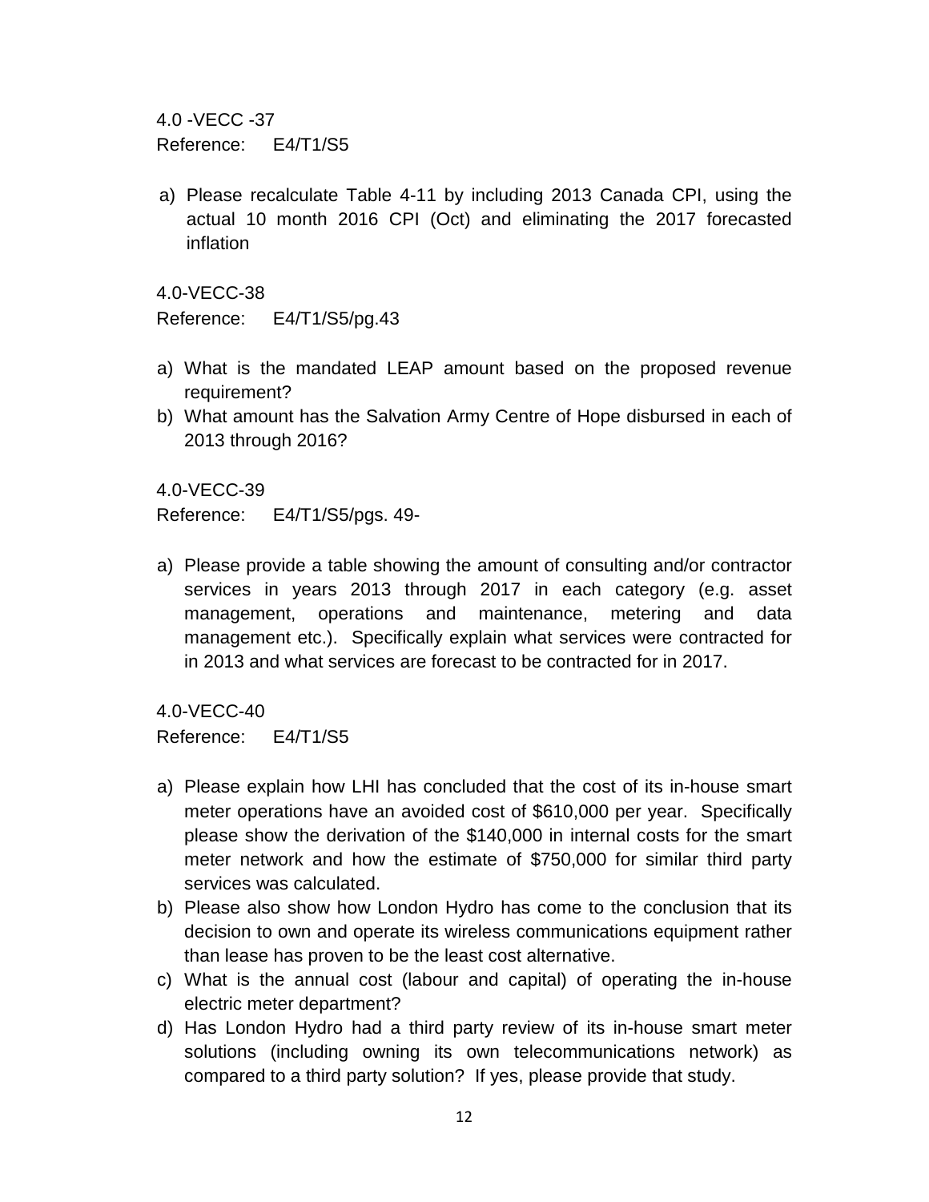4.0 -VECC -37
Reference: E4/T1/S5

a) Please recalculate Table 4-11 by including 2013 Canada CPI, using the actual 10 month 2016 CPI (Oct) and eliminating the 2017 forecasted inflation

4.0-VECC-38
Reference: E4/T1/S5/pg.43

a) What is the mandated LEAP amount based on the proposed revenue requirement?
b) What amount has the Salvation Army Centre of Hope disbursed in each of 2013 through 2016?

4.0-VECC-39
Reference: E4/T1/S5/pgs. 49-

a) Please provide a table showing the amount of consulting and/or contractor services in years 2013 through 2017 in each category (e.g. asset management, operations and maintenance, metering and data management etc.). Specifically explain what services were contracted for in 2013 and what services are forecast to be contracted for in 2017.

4.0-VECC-40
Reference: E4/T1/S5

a) Please explain how LHI has concluded that the cost of its in-house smart meter operations have an avoided cost of $610,000 per year. Specifically please show the derivation of the $140,000 in internal costs for the smart meter network and how the estimate of $750,000 for similar third party services was calculated.
b) Please also show how London Hydro has come to the conclusion that its decision to own and operate its wireless communications equipment rather than lease has proven to be the least cost alternative.
c) What is the annual cost (labour and capital) of operating the in-house electric meter department?
d) Has London Hydro had a third party review of its in-house smart meter solutions (including owning its own telecommunications network) as compared to a third party solution? If yes, please provide that study.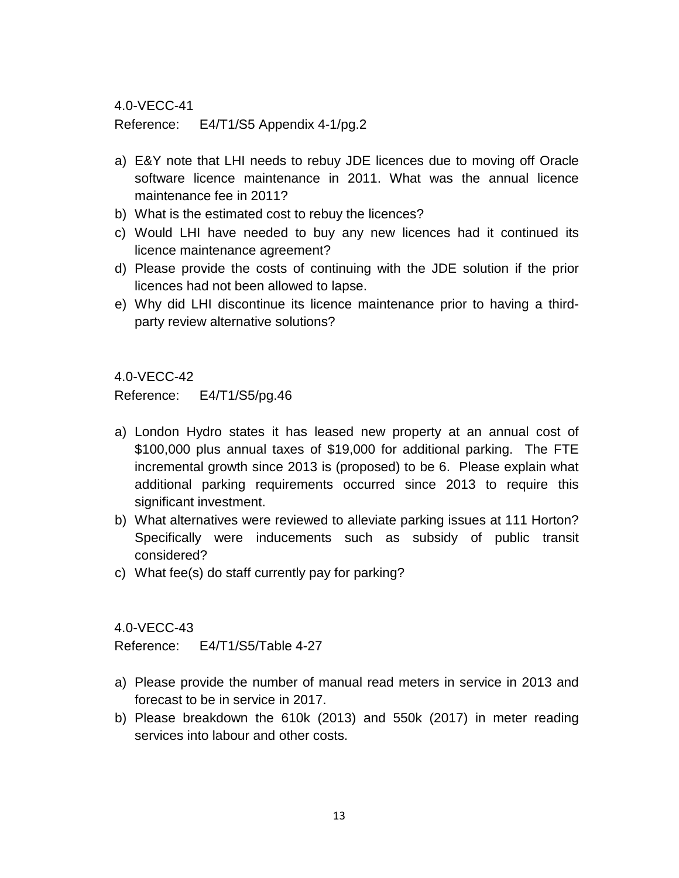4.0-VECC-41

Reference: E4/T1/S5 Appendix 4-1/pg.2

a) E&Y note that LHI needs to rebuy JDE licences due to moving off Oracle software licence maintenance in 2011. What was the annual licence maintenance fee in 2011?
b) What is the estimated cost to rebuy the licences?
c) Would LHI have needed to buy any new licences had it continued its licence maintenance agreement?
d) Please provide the costs of continuing with the JDE solution if the prior licences had not been allowed to lapse.
e) Why did LHI discontinue its licence maintenance prior to having a third-party review alternative solutions?

4.0-VECC-42

Reference: E4/T1/S5/pg.46

a) London Hydro states it has leased new property at an annual cost of $100,000 plus annual taxes of $19,000 for additional parking. The FTE incremental growth since 2013 is (proposed) to be 6. Please explain what additional parking requirements occurred since 2013 to require this significant investment.
b) What alternatives were reviewed to alleviate parking issues at 111 Horton? Specifically were inducements such as subsidy of public transit considered?
c) What fee(s) do staff currently pay for parking?

4.0-VECC-43

Reference: E4/T1/S5/Table 4-27

a) Please provide the number of manual read meters in service in 2013 and forecast to be in service in 2017.
b) Please breakdown the 610k (2013) and 550k (2017) in meter reading services into labour and other costs.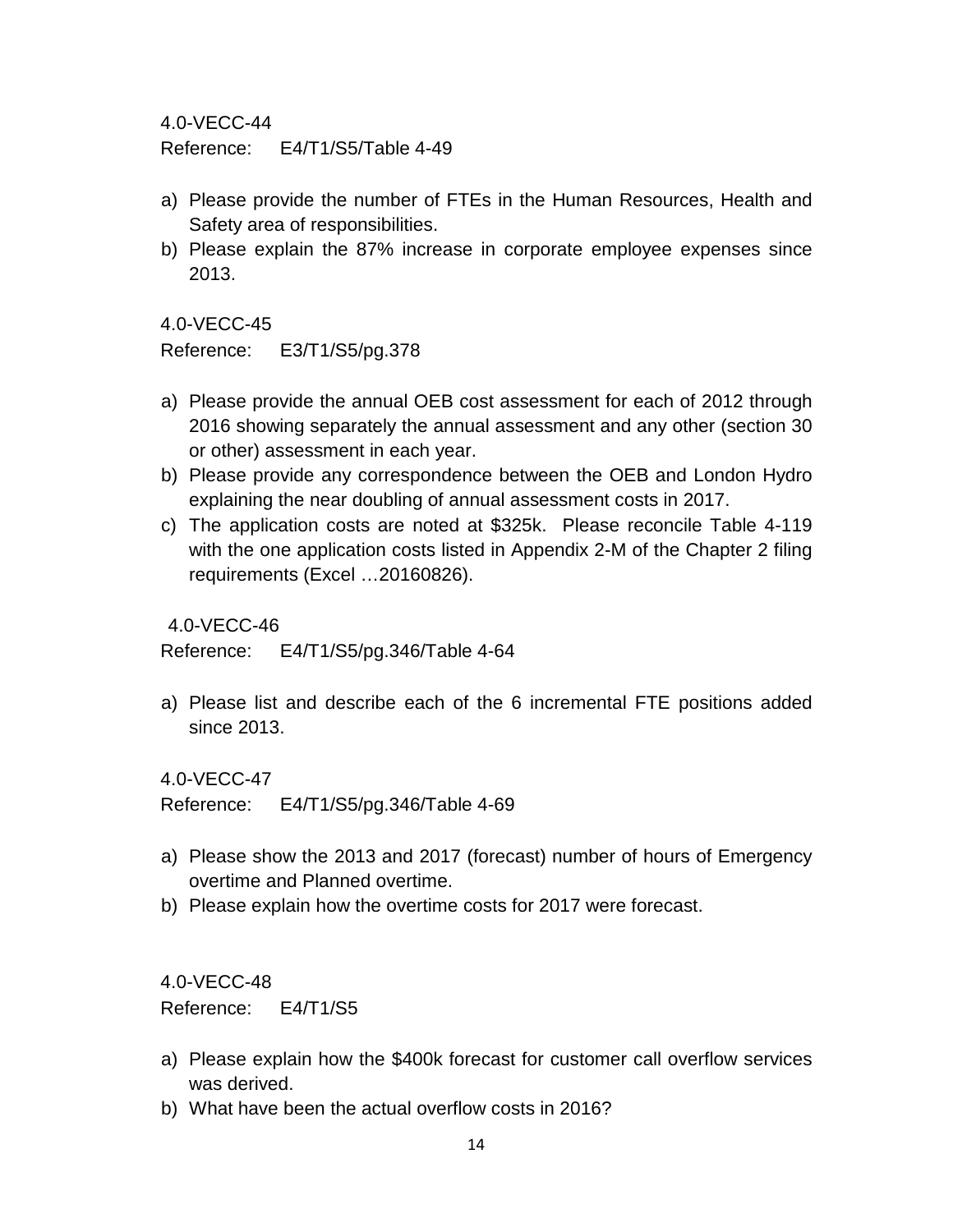4.0-VECC-44

Reference: E4/T1/S5/Table 4-49

a) Please provide the number of FTEs in the Human Resources, Health and Safety area of responsibilities.
b) Please explain the 87% increase in corporate employee expenses since 2013.

4.0-VECC-45

Reference: E3/T1/S5/pg.378

a) Please provide the annual OEB cost assessment for each of 2012 through 2016 showing separately the annual assessment and any other (section 30 or other) assessment in each year.
b) Please provide any correspondence between the OEB and London Hydro explaining the near doubling of annual assessment costs in 2017.
c) The application costs are noted at $325k. Please reconcile Table 4-119 with the one application costs listed in Appendix 2-M of the Chapter 2 filing requirements (Excel …20160826).

4.0-VECC-46

Reference: E4/T1/S5/pg.346/Table 4-64

a) Please list and describe each of the 6 incremental FTE positions added since 2013.

4.0-VECC-47

Reference: E4/T1/S5/pg.346/Table 4-69

a) Please show the 2013 and 2017 (forecast) number of hours of Emergency overtime and Planned overtime.
b) Please explain how the overtime costs for 2017 were forecast.

4.0-VECC-48

Reference: E4/T1/S5

a) Please explain how the $400k forecast for customer call overflow services was derived.
b) What have been the actual overflow costs in 2016?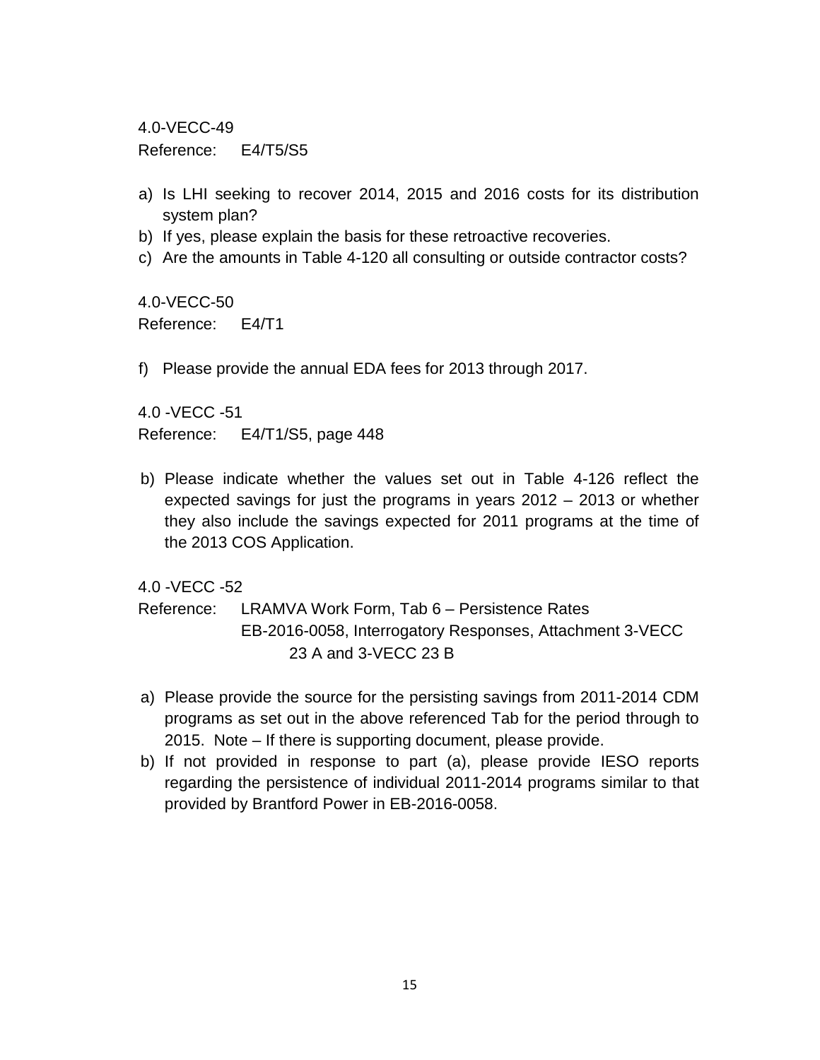4.0-VECC-49
Reference: E4/T5/S5

a) Is LHI seeking to recover 2014, 2015 and 2016 costs for its distribution system plan?
b) If yes, please explain the basis for these retroactive recoveries.
c) Are the amounts in Table 4-120 all consulting or outside contractor costs?

4.0-VECC-50
Reference: E4/T1

f) Please provide the annual EDA fees for 2013 through 2017.

4.0 -VECC -51
Reference: E4/T1/S5, page 448

b) Please indicate whether the values set out in Table 4-126 reflect the expected savings for just the programs in years 2012 – 2013 or whether they also include the savings expected for 2011 programs at the time of the 2013 COS Application.

4.0 -VECC -52
Reference: LRAMVA Work Form, Tab 6 – Persistence Rates
EB-2016-0058, Interrogatory Responses, Attachment 3-VECC 23 A and 3-VECC 23 B

a) Please provide the source for the persisting savings from 2011-2014 CDM programs as set out in the above referenced Tab for the period through to 2015. Note – If there is supporting document, please provide.
b) If not provided in response to part (a), please provide IESO reports regarding the persistence of individual 2011-2014 programs similar to that provided by Brantford Power in EB-2016-0058.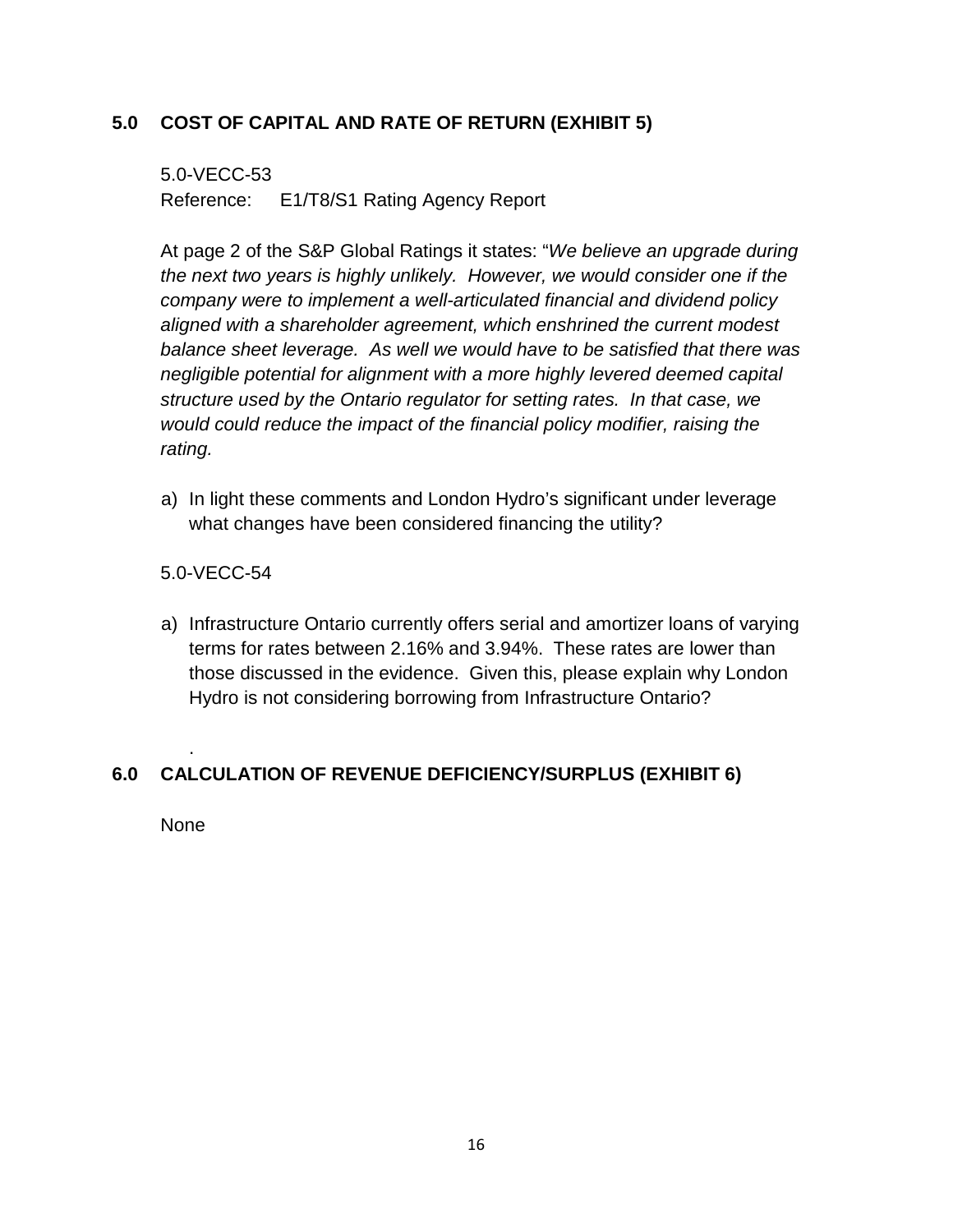## 5.0 COST OF CAPITAL AND RATE OF RETURN (EXHIBIT 5)

5.0-VECC-53
Reference: E1/T8/S1 Rating Agency Report

At page 2 of the S&P Global Ratings it states: "*We believe an upgrade during the next two years is highly unlikely. However, we would consider one if the company were to implement a well-articulated financial and dividend policy aligned with a shareholder agreement, which enshrined the current modest balance sheet leverage. As well we would have to be satisfied that there was negligible potential for alignment with a more highly levered deemed capital structure used by the Ontario regulator for setting rates. In that case, we would could reduce the impact of the financial policy modifier, raising the rating.*

a) In light these comments and London Hydro's significant under leverage what changes have been considered financing the utility?

5.0-VECC-54

a) Infrastructure Ontario currently offers serial and amortizer loans of varying terms for rates between 2.16% and 3.94%. These rates are lower than those discussed in the evidence. Given this, please explain why London Hydro is not considering borrowing from Infrastructure Ontario?

.

## 6.0 CALCULATION OF REVENUE DEFICIENCY/SURPLUS (EXHIBIT 6)

None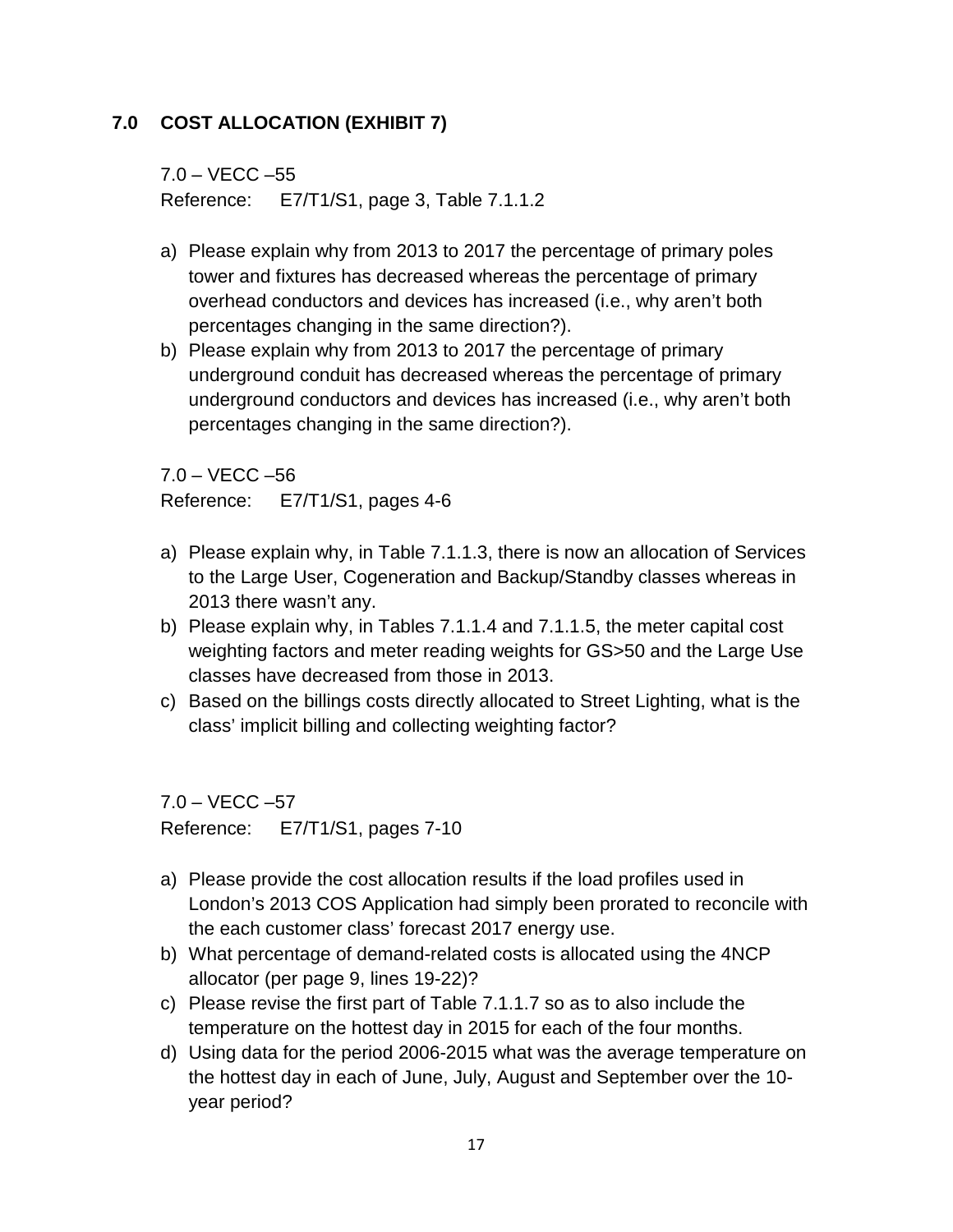## 7.0 COST ALLOCATION (EXHIBIT 7)

7.0 – VECC –55
Reference: E7/T1/S1, page 3, Table 7.1.1.2

a) Please explain why from 2013 to 2017 the percentage of primary poles tower and fixtures has decreased whereas the percentage of primary overhead conductors and devices has increased (i.e., why aren't both percentages changing in the same direction?).
b) Please explain why from 2013 to 2017 the percentage of primary underground conduit has decreased whereas the percentage of primary underground conductors and devices has increased (i.e., why aren't both percentages changing in the same direction?).

7.0 – VECC –56
Reference: E7/T1/S1, pages 4-6

a) Please explain why, in Table 7.1.1.3, there is now an allocation of Services to the Large User, Cogeneration and Backup/Standby classes whereas in 2013 there wasn't any.
b) Please explain why, in Tables 7.1.1.4 and 7.1.1.5, the meter capital cost weighting factors and meter reading weights for GS>50 and the Large Use classes have decreased from those in 2013.
c) Based on the billings costs directly allocated to Street Lighting, what is the class' implicit billing and collecting weighting factor?

7.0 – VECC –57
Reference: E7/T1/S1, pages 7-10

a) Please provide the cost allocation results if the load profiles used in London's 2013 COS Application had simply been prorated to reconcile with the each customer class' forecast 2017 energy use.
b) What percentage of demand-related costs is allocated using the 4NCP allocator (per page 9, lines 19-22)?
c) Please revise the first part of Table 7.1.1.7 so as to also include the temperature on the hottest day in 2015 for each of the four months.
d) Using data for the period 2006-2015 what was the average temperature on the hottest day in each of June, July, August and September over the 10-year period?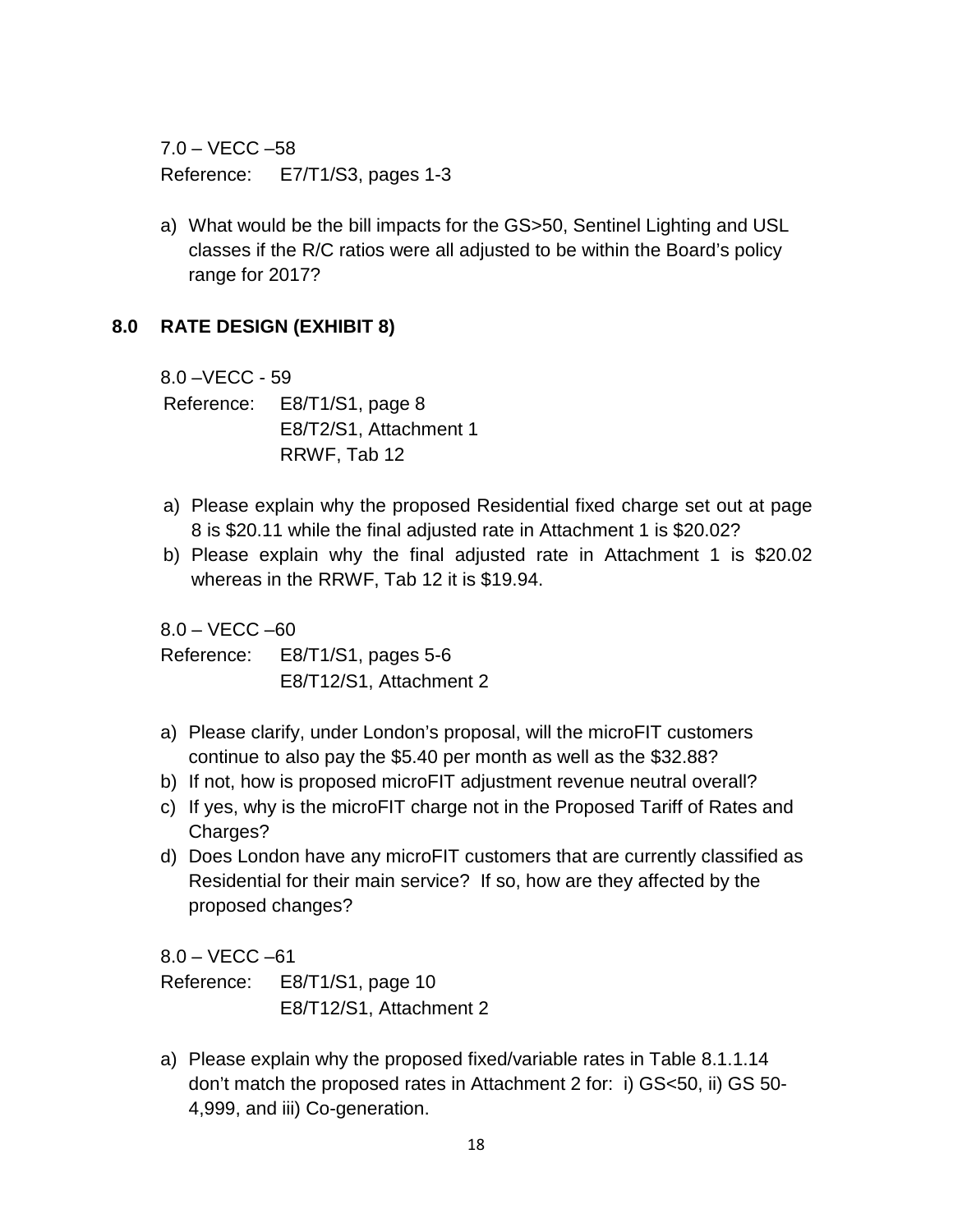7.0 – VECC –58

Reference: E7/T1/S3, pages 1-3

a) What would be the bill impacts for the GS>50, Sentinel Lighting and USL classes if the R/C ratios were all adjusted to be within the Board's policy range for 2017?

## 8.0 RATE DESIGN (EXHIBIT 8)

8.0 –VECC - 59

Reference: E8/T1/S1, page 8
E8/T2/S1, Attachment 1
RRWF, Tab 12

a) Please explain why the proposed Residential fixed charge set out at page 8 is $20.11 while the final adjusted rate in Attachment 1 is $20.02?
b) Please explain why the final adjusted rate in Attachment 1 is $20.02 whereas in the RRWF, Tab 12 it is $19.94.

8.0 – VECC –60

Reference: E8/T1/S1, pages 5-6
E8/T12/S1, Attachment 2

a) Please clarify, under London's proposal, will the microFIT customers continue to also pay the $5.40 per month as well as the $32.88?
b) If not, how is proposed microFIT adjustment revenue neutral overall?
c) If yes, why is the microFIT charge not in the Proposed Tariff of Rates and Charges?
d) Does London have any microFIT customers that are currently classified as Residential for their main service? If so, how are they affected by the proposed changes?

8.0 – VECC –61

Reference: E8/T1/S1, page 10
E8/T12/S1, Attachment 2

a) Please explain why the proposed fixed/variable rates in Table 8.1.1.14 don't match the proposed rates in Attachment 2 for: i) GS<50, ii) GS 50-4,999, and iii) Co-generation.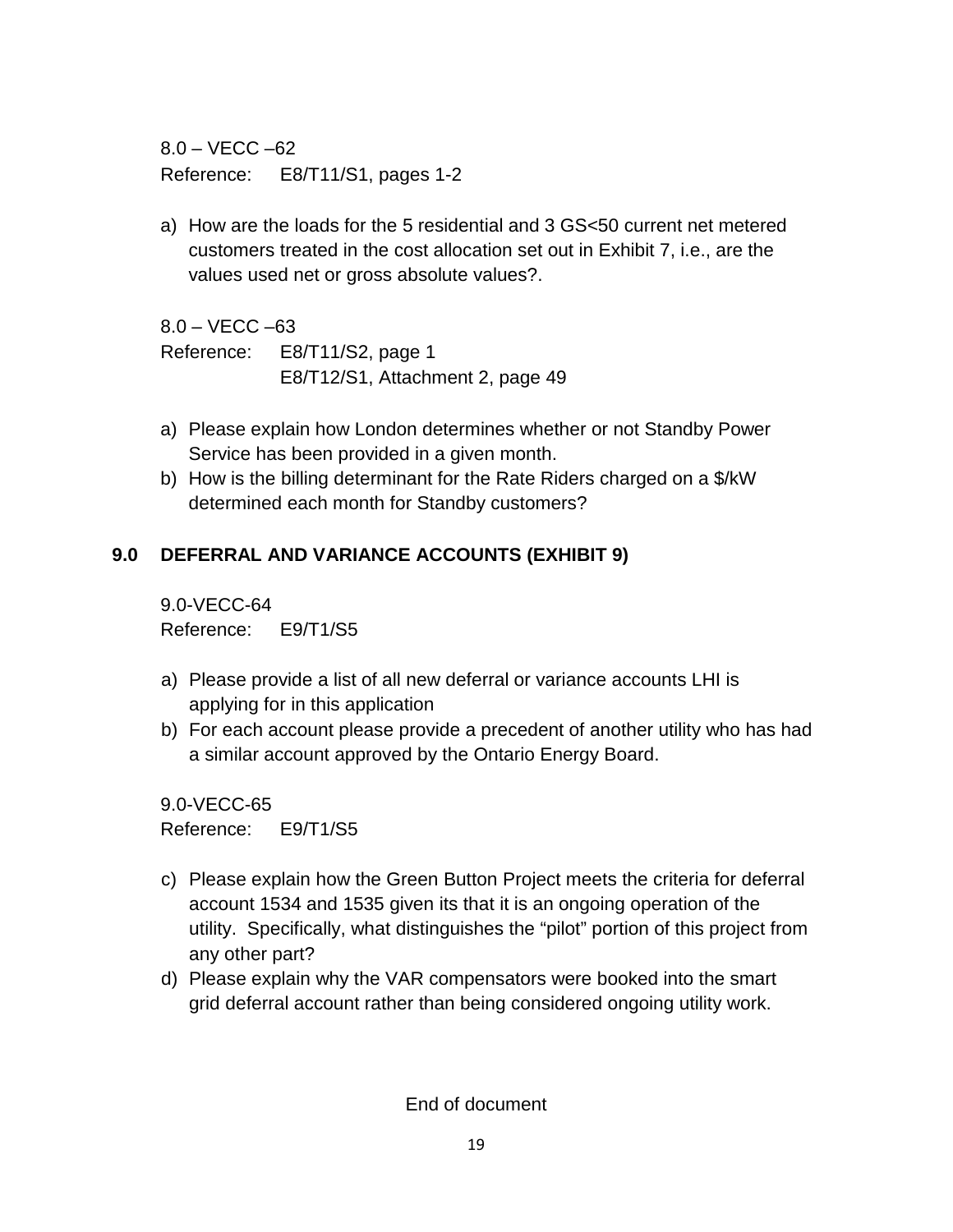8.0 – VECC –62

Reference: E8/T11/S1, pages 1-2

a) How are the loads for the 5 residential and 3 GS<50 current net metered customers treated in the cost allocation set out in Exhibit 7, i.e., are the values used net or gross absolute values?.

8.0 – VECC –63

Reference: E8/T11/S2, page 1
E8/T12/S1, Attachment 2, page 49

a) Please explain how London determines whether or not Standby Power Service has been provided in a given month.
b) How is the billing determinant for the Rate Riders charged on a $/kW determined each month for Standby customers?

## 9.0 DEFERRAL AND VARIANCE ACCOUNTS (EXHIBIT 9)

9.0-VECC-64

Reference: E9/T1/S5

a) Please provide a list of all new deferral or variance accounts LHI is applying for in this application
b) For each account please provide a precedent of another utility who has had a similar account approved by the Ontario Energy Board.

9.0-VECC-65

Reference: E9/T1/S5

c) Please explain how the Green Button Project meets the criteria for deferral account 1534 and 1535 given its that it is an ongoing operation of the utility. Specifically, what distinguishes the "pilot" portion of this project from any other part?
d) Please explain why the VAR compensators were booked into the smart grid deferral account rather than being considered ongoing utility work.

End of document